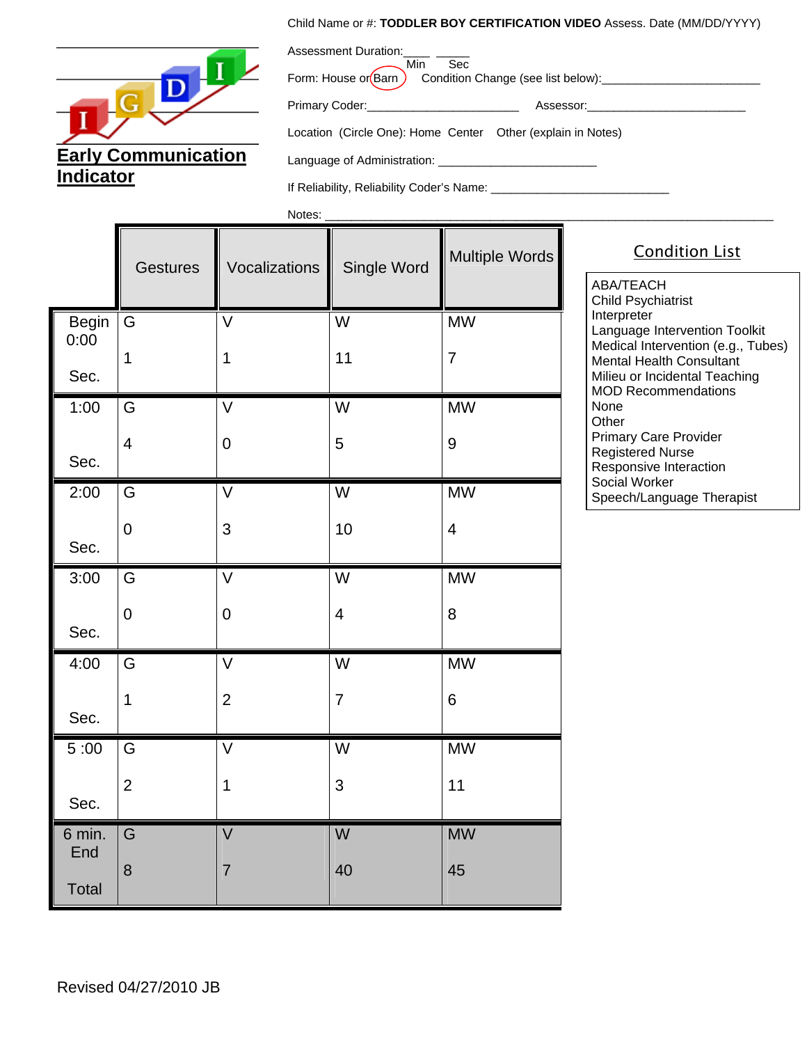# Early Communication Indicator

Child Name or #: **TODDLER BOY CERTIFICATION VIDEO** Assess. Date (MM/DD/YYYY)

Assessment Duration:____ _____
Min Sec

Form: House or Barn (circled) Condition Change (see list below):_______________________

Primary Coder:_______________________ Assessor:________________________

Location (Circle One): Home Center Other (explain in Notes)

Language of Administration: ________________________

If Reliability, Reliability Coder's Name: ___________________________

Notes: ________________________________________________________________

| | Gestures | Vocalizations | Single Word | Multiple Words |
|---|---|---|---|---|
| Begin 0:00 Sec. | G 1 | V 1 | W 11 | MW 7 |
| 1:00 Sec. | G 4 | V 0 | W 5 | MW 9 |
| 2:00 Sec. | G 0 | V 3 | W 10 | MW 4 |
| 3:00 Sec. | G 0 | V 0 | W 4 | MW 8 |
| 4:00 Sec. | G 1 | V 2 | W 7 | MW 6 |
| 5 :00 Sec. | G 2 | V 1 | W 3 | MW 11 |
| 6 min. End Total | G 8 | V 7 | W 40 | MW 45 |

## Condition List

- ABA/TEACH
- Child Psychiatrist
- Interpreter
- Language Intervention Toolkit
- Medical Intervention (e.g., Tubes)
- Mental Health Consultant
- Milieu or Incidental Teaching
- MOD Recommendations
- None
- Other
- Primary Care Provider
- Registered Nurse
- Responsive Interaction
- Social Worker
- Speech/Language Therapist

Revised 04/27/2010 JB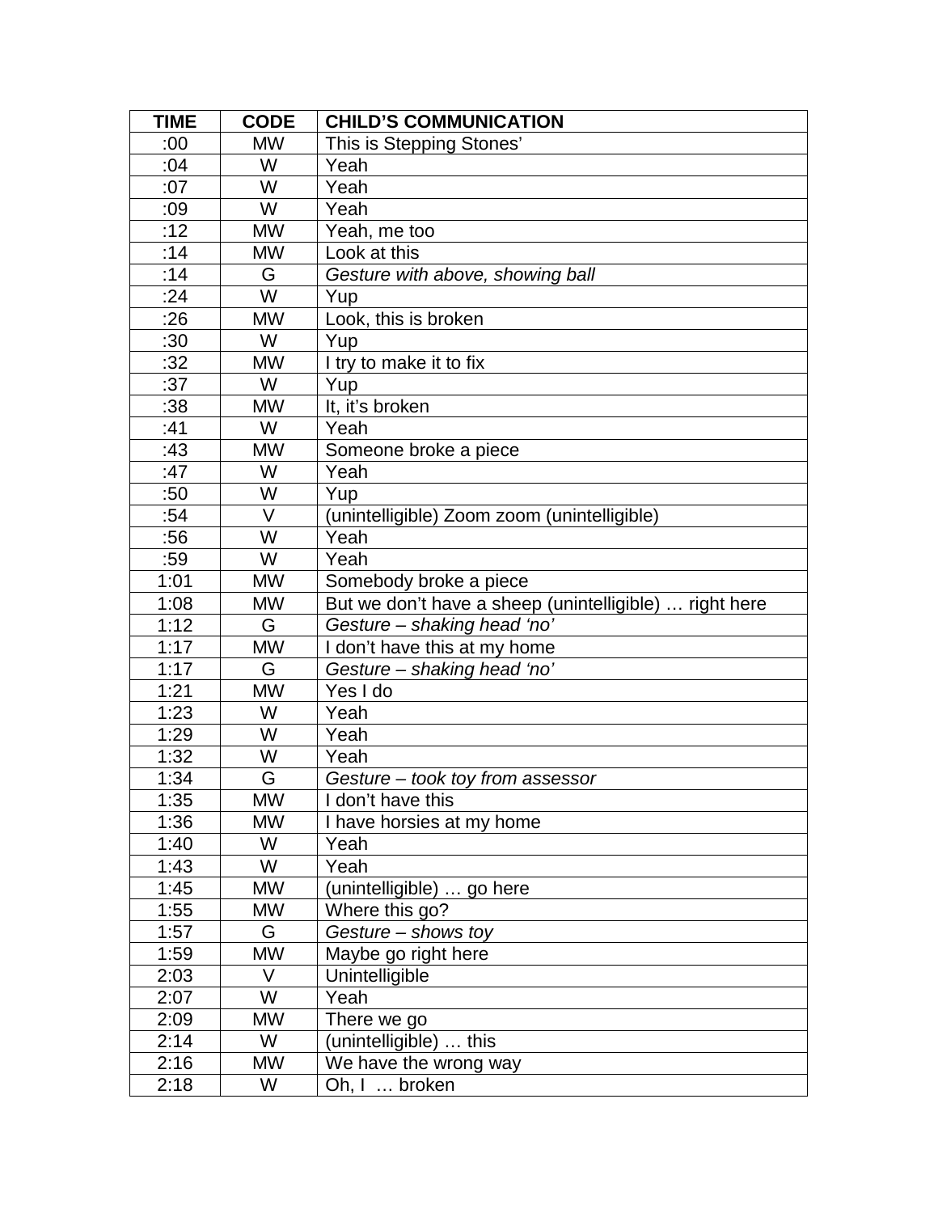| TIME | CODE | CHILD'S COMMUNICATION |
|---|---|---|
| :00 | MW | This is Stepping Stones' |
| :04 | W | Yeah |
| :07 | W | Yeah |
| :09 | W | Yeah |
| :12 | MW | Yeah, me too |
| :14 | MW | Look at this |
| :14 | G | *Gesture with above, showing ball* |
| :24 | W | Yup |
| :26 | MW | Look, this is broken |
| :30 | W | Yup |
| :32 | MW | I try to make it to fix |
| :37 | W | Yup |
| :38 | MW | It, it's broken |
| :41 | W | Yeah |
| :43 | MW | Someone broke a piece |
| :47 | W | Yeah |
| :50 | W | Yup |
| :54 | V | (unintelligible) Zoom zoom (unintelligible) |
| :56 | W | Yeah |
| :59 | W | Yeah |
| 1:01 | MW | Somebody broke a piece |
| 1:08 | MW | But we don't have a sheep (unintelligible) … right here |
| 1:12 | G | *Gesture – shaking head 'no'* |
| 1:17 | MW | I don't have this at my home |
| 1:17 | G | *Gesture – shaking head 'no'* |
| 1:21 | MW | Yes I do |
| 1:23 | W | Yeah |
| 1:29 | W | Yeah |
| 1:32 | W | Yeah |
| 1:34 | G | *Gesture – took toy from assessor* |
| 1:35 | MW | I don't have this |
| 1:36 | MW | I have horsies at my home |
| 1:40 | W | Yeah |
| 1:43 | W | Yeah |
| 1:45 | MW | (unintelligible) … go here |
| 1:55 | MW | Where this go? |
| 1:57 | G | *Gesture – shows toy* |
| 1:59 | MW | Maybe go right here |
| 2:03 | V | Unintelligible |
| 2:07 | W | Yeah |
| 2:09 | MW | There we go |
| 2:14 | W | (unintelligible) … this |
| 2:16 | MW | We have the wrong way |
| 2:18 | W | Oh, I … broken |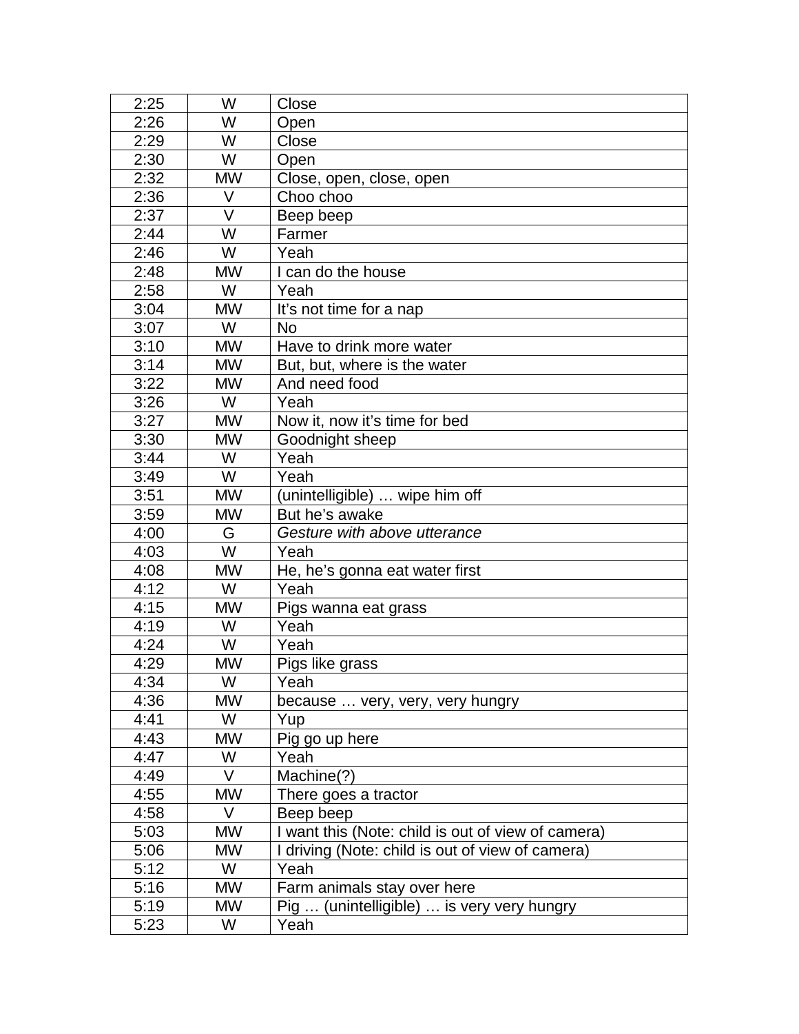| | | |
|---|---|---|
| 2:25 | W | Close |
| 2:26 | W | Open |
| 2:29 | W | Close |
| 2:30 | W | Open |
| 2:32 | MW | Close, open, close, open |
| 2:36 | V | Choo choo |
| 2:37 | V | Beep beep |
| 2:44 | W | Farmer |
| 2:46 | W | Yeah |
| 2:48 | MW | I can do the house |
| 2:58 | W | Yeah |
| 3:04 | MW | It's not time for a nap |
| 3:07 | W | No |
| 3:10 | MW | Have to drink more water |
| 3:14 | MW | But, but, where is the water |
| 3:22 | MW | And need food |
| 3:26 | W | Yeah |
| 3:27 | MW | Now it, now it's time for bed |
| 3:30 | MW | Goodnight sheep |
| 3:44 | W | Yeah |
| 3:49 | W | Yeah |
| 3:51 | MW | (unintelligible) … wipe him off |
| 3:59 | MW | But he's awake |
| 4:00 | G | *Gesture with above utterance* |
| 4:03 | W | Yeah |
| 4:08 | MW | He, he's gonna eat water first |
| 4:12 | W | Yeah |
| 4:15 | MW | Pigs wanna eat grass |
| 4:19 | W | Yeah |
| 4:24 | W | Yeah |
| 4:29 | MW | Pigs like grass |
| 4:34 | W | Yeah |
| 4:36 | MW | because … very, very, very hungry |
| 4:41 | W | Yup |
| 4:43 | MW | Pig go up here |
| 4:47 | W | Yeah |
| 4:49 | V | Machine(?) |
| 4:55 | MW | There goes a tractor |
| 4:58 | V | Beep beep |
| 5:03 | MW | I want this (Note: child is out of view of camera) |
| 5:06 | MW | I driving (Note: child is out of view of camera) |
| 5:12 | W | Yeah |
| 5:16 | MW | Farm animals stay over here |
| 5:19 | MW | Pig … (unintelligible) … is very very hungry |
| 5:23 | W | Yeah |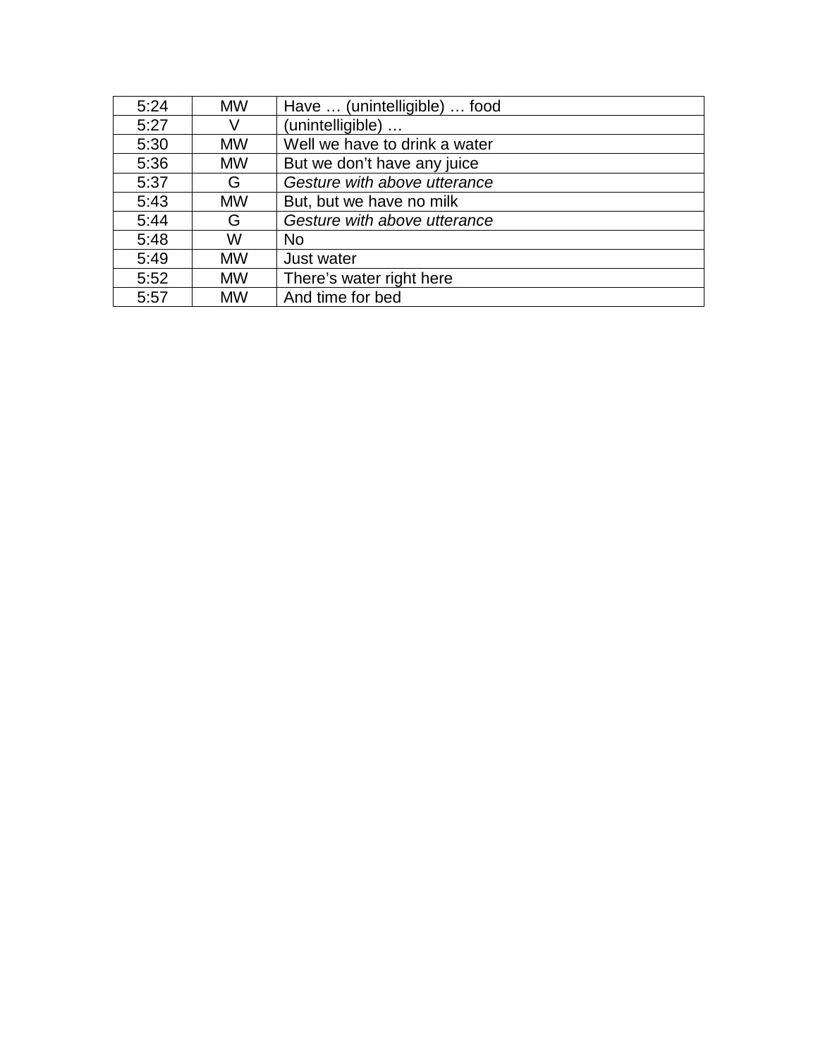| | | |
|---|---|---|
| 5:24 | MW | Have … (unintelligible) … food |
| 5:27 | V | (unintelligible) … |
| 5:30 | MW | Well we have to drink a water |
| 5:36 | MW | But we don't have any juice |
| 5:37 | G | *Gesture with above utterance* |
| 5:43 | MW | But, but we have no milk |
| 5:44 | G | *Gesture with above utterance* |
| 5:48 | W | No |
| 5:49 | MW | Just water |
| 5:52 | MW | There's water right here |
| 5:57 | MW | And time for bed |